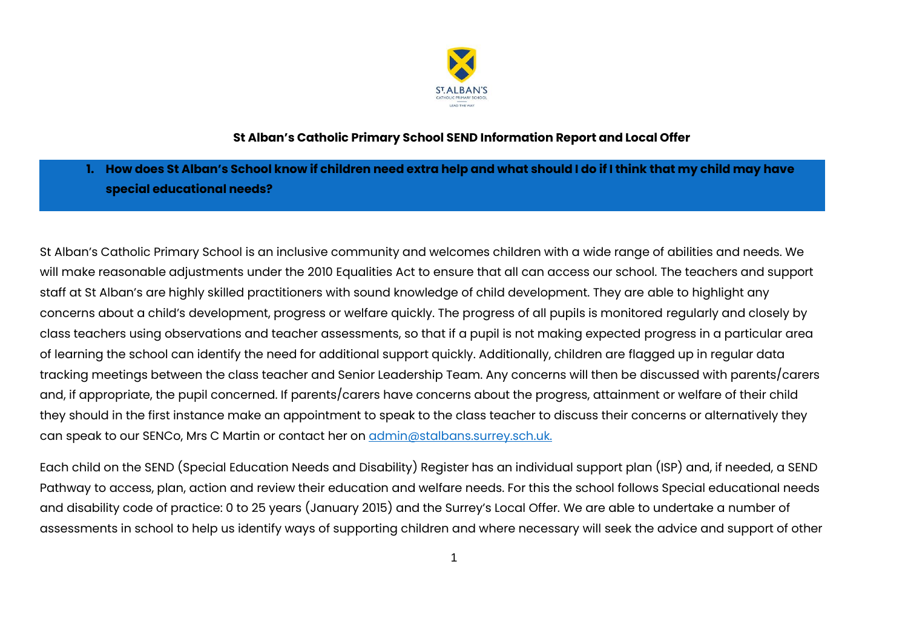# St Alban's Catholic Primary School SEND Information Report and Local Offer

## 1. How does St Alban's School know if children need extra help and what should I do if I think that my child may have special educational needs?

St Alban's Catholic Primary School is an inclusive community and welcomes children with a wide range of abilities and needs. We will make reasonable adjustments under the 2010 Equalities Act to ensure that all can access our school. The teachers and support staff at St Alban's are highly skilled practitioners with sound knowledge of child development. They are able to highlight any concerns about a child's development, progress or welfare quickly. The progress of all pupils is monitored regularly and closely by class teachers using observations and teacher assessments, so that if a pupil is not making expected progress in a particular area of learning the school can identify the need for additional support quickly. Additionally, children are flagged up in regular data tracking meetings between the class teacher and Senior Leadership Team. Any concerns will then be discussed with parents/carers and, if appropriate, the pupil concerned. If parents/carers have concerns about the progress, attainment or welfare of their child they should in the first instance make an appointment to speak to the class teacher to discuss their concerns or alternatively they can speak to our SENCo, Mrs C Martin or contact her on [admin@stalbans.surrey.sch.uk.](mailto:admin@stalbans.surrey.sch.uk)

Each child on the SEND (Special Education Needs and Disability) Register has an individual support plan (ISP) and, if needed, a SEND Pathway to access, plan, action and review their education and welfare needs. For this the school follows Special educational needs and disability code of practice: 0 to 25 years (January 2015) and the Surrey's Local Offer. We are able to undertake a number of assessments in school to help us identify ways of supporting children and where necessary will seek the advice and support of other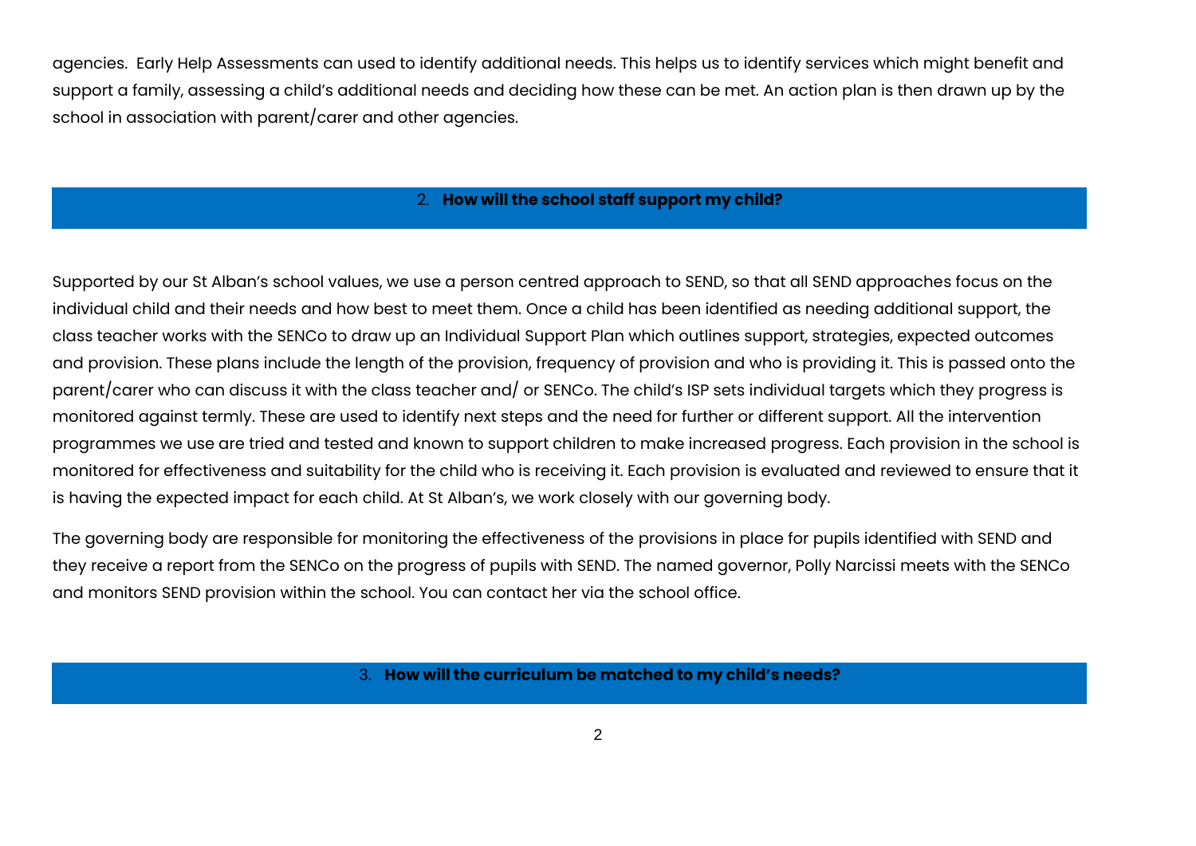agencies.  Early Help Assessments can used to identify additional needs. This helps us to identify services which might benefit and support a family, assessing a child's additional needs and deciding how these can be met. An action plan is then drawn up by the school in association with parent/carer and other agencies.

## 2. **How will the school staff support my child?**

Supported by our St Alban's school values, we use a person centred approach to SEND, so that all SEND approaches focus on the individual child and their needs and how best to meet them. Once a child has been identified as needing additional support, the class teacher works with the SENCo to draw up an Individual Support Plan which outlines support, strategies, expected outcomes and provision. These plans include the length of the provision, frequency of provision and who is providing it. This is passed onto the parent/carer who can discuss it with the class teacher and/ or SENCo. The child's ISP sets individual targets which they progress is monitored against termly. These are used to identify next steps and the need for further or different support. All the intervention programmes we use are tried and tested and known to support children to make increased progress. Each provision in the school is monitored for effectiveness and suitability for the child who is receiving it. Each provision is evaluated and reviewed to ensure that it is having the expected impact for each child. At St Alban's, we work closely with our governing body.

The governing body are responsible for monitoring the effectiveness of the provisions in place for pupils identified with SEND and they receive a report from the SENCo on the progress of pupils with SEND. The named governor, Polly Narcissi meets with the SENCo and monitors SEND provision within the school. You can contact her via the school office.

## 3. **How will the curriculum be matched to my child's needs?**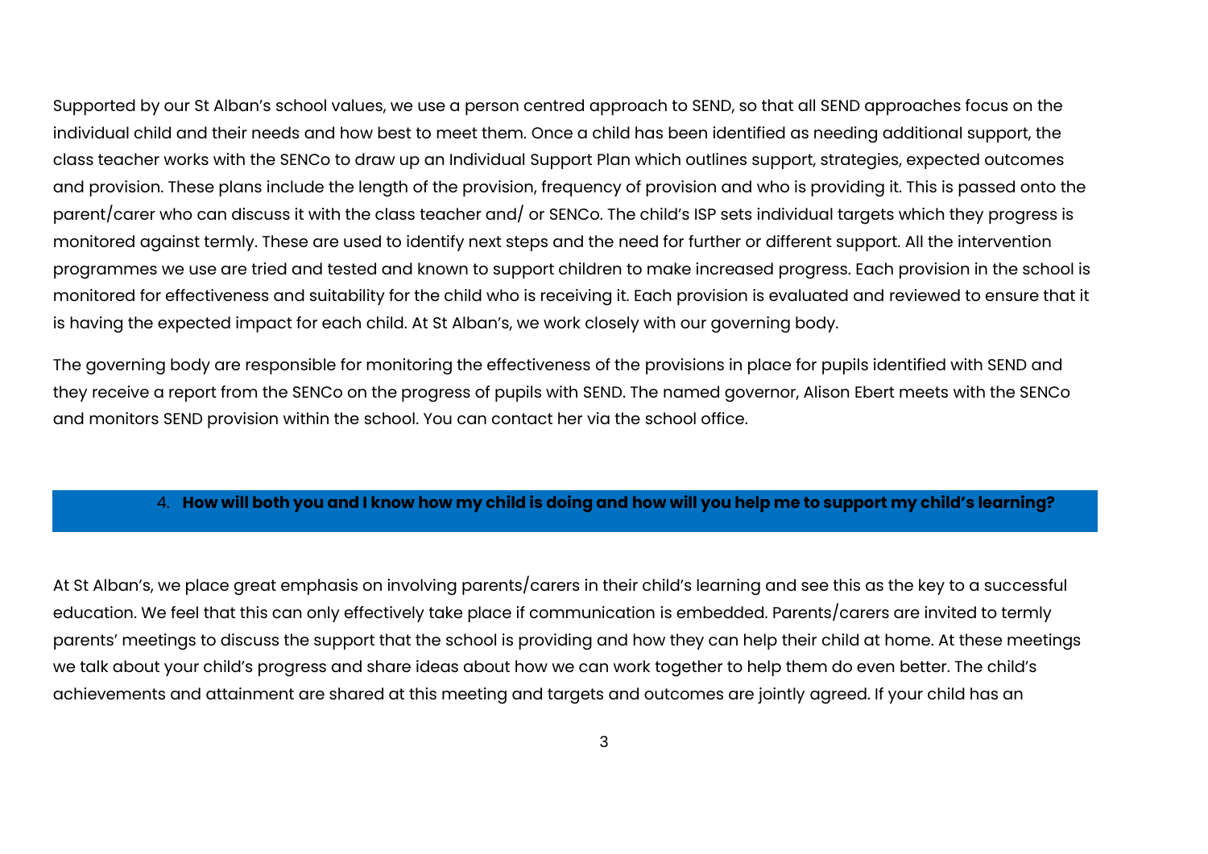Supported by our St Alban's school values, we use a person centred approach to SEND, so that all SEND approaches focus on the individual child and their needs and how best to meet them. Once a child has been identified as needing additional support, the class teacher works with the SENCo to draw up an Individual Support Plan which outlines support, strategies, expected outcomes and provision. These plans include the length of the provision, frequency of provision and who is providing it. This is passed onto the parent/carer who can discuss it with the class teacher and/ or SENCo. The child's ISP sets individual targets which they progress is monitored against termly. These are used to identify next steps and the need for further or different support. All the intervention programmes we use are tried and tested and known to support children to make increased progress. Each provision in the school is monitored for effectiveness and suitability for the child who is receiving it. Each provision is evaluated and reviewed to ensure that it is having the expected impact for each child. At St Alban's, we work closely with our governing body.

The governing body are responsible for monitoring the effectiveness of the provisions in place for pupils identified with SEND and they receive a report from the SENCo on the progress of pupils with SEND. The named governor, Alison Ebert meets with the SENCo and monitors SEND provision within the school. You can contact her via the school office.

## 4. **How will both you and I know how my child is doing and how will you help me to support my child's learning?**

At St Alban's, we place great emphasis on involving parents/carers in their child's learning and see this as the key to a successful education. We feel that this can only effectively take place if communication is embedded. Parents/carers are invited to termly parents' meetings to discuss the support that the school is providing and how they can help their child at home. At these meetings we talk about your child's progress and share ideas about how we can work together to help them do even better. The child's achievements and attainment are shared at this meeting and targets and outcomes are jointly agreed. If your child has an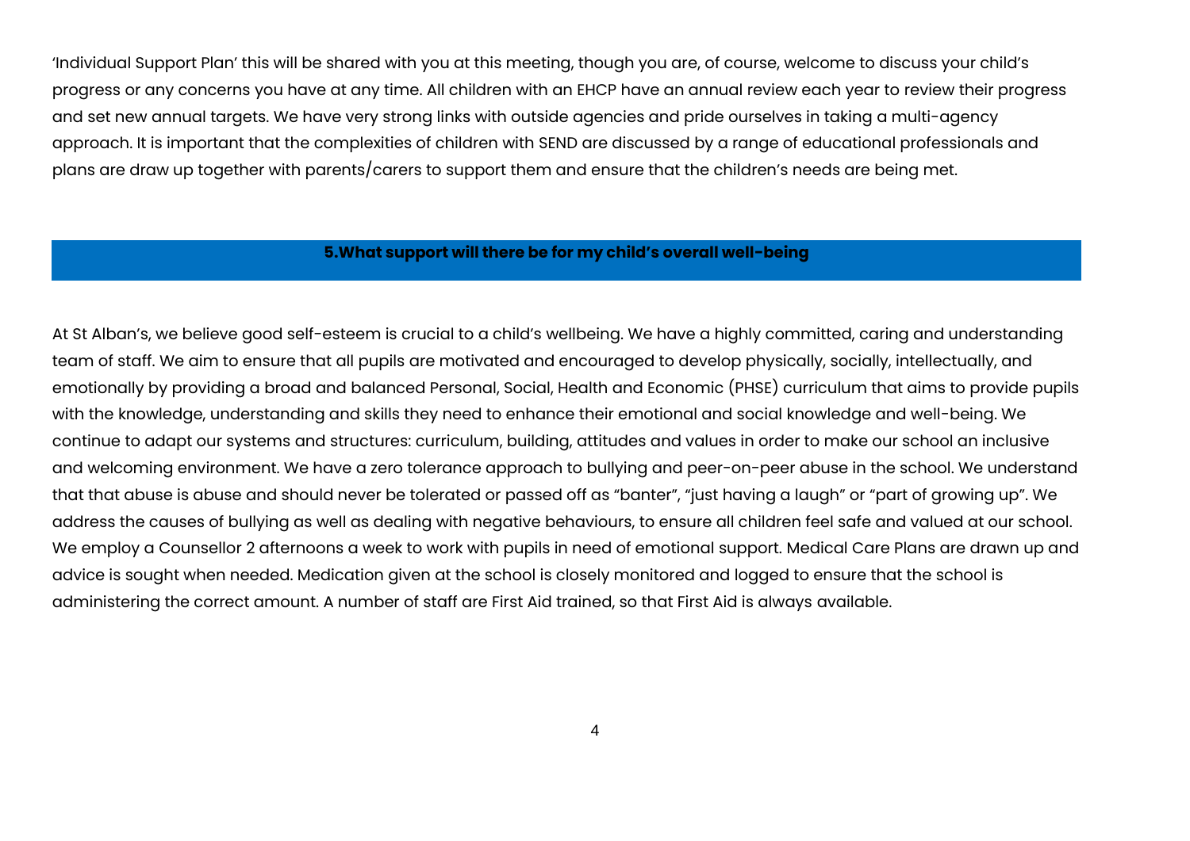'Individual Support Plan' this will be shared with you at this meeting, though you are, of course, welcome to discuss your child's progress or any concerns you have at any time. All children with an EHCP have an annual review each year to review their progress and set new annual targets. We have very strong links with outside agencies and pride ourselves in taking a multi-agency approach. It is important that the complexities of children with SEND are discussed by a range of educational professionals and plans are draw up together with parents/carers to support them and ensure that the children's needs are being met.

## 5.What support will there be for my child's overall well-being

At St Alban's, we believe good self-esteem is crucial to a child's wellbeing. We have a highly committed, caring and understanding team of staff. We aim to ensure that all pupils are motivated and encouraged to develop physically, socially, intellectually, and emotionally by providing a broad and balanced Personal, Social, Health and Economic (PHSE) curriculum that aims to provide pupils with the knowledge, understanding and skills they need to enhance their emotional and social knowledge and well-being. We continue to adapt our systems and structures: curriculum, building, attitudes and values in order to make our school an inclusive and welcoming environment. We have a zero tolerance approach to bullying and peer-on-peer abuse in the school. We understand that that abuse is abuse and should never be tolerated or passed off as "banter", "just having a laugh" or "part of growing up". We address the causes of bullying as well as dealing with negative behaviours, to ensure all children feel safe and valued at our school. We employ a Counsellor 2 afternoons a week to work with pupils in need of emotional support. Medical Care Plans are drawn up and advice is sought when needed. Medication given at the school is closely monitored and logged to ensure that the school is administering the correct amount. A number of staff are First Aid trained, so that First Aid is always available.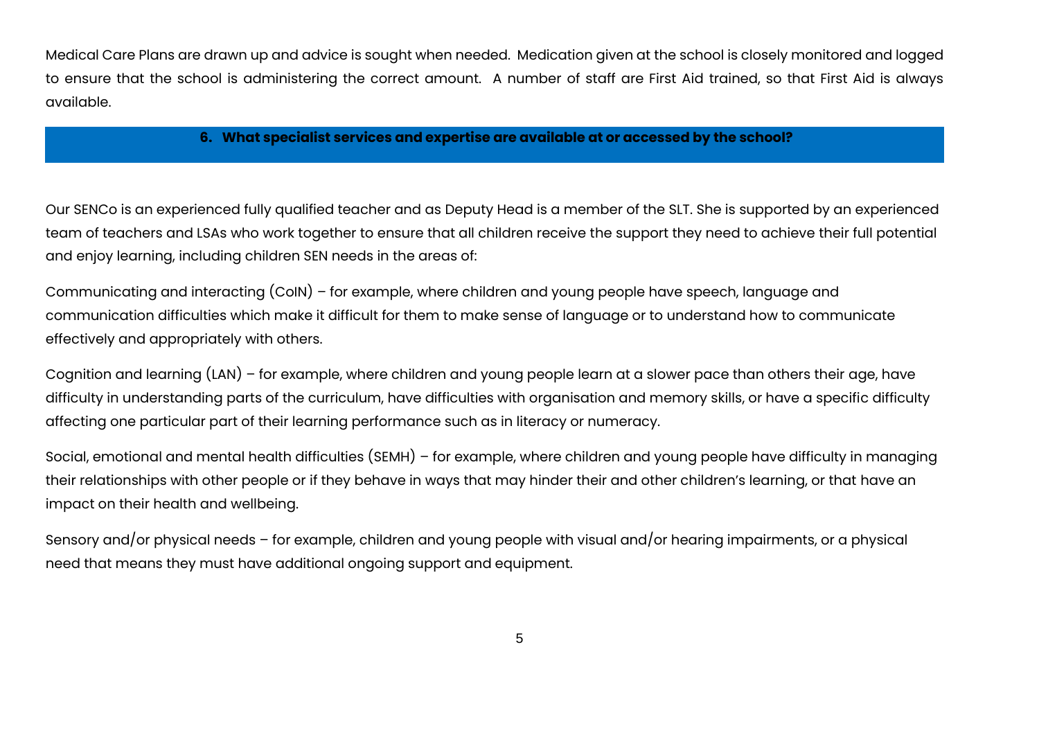Medical Care Plans are drawn up and advice is sought when needed. Medication given at the school is closely monitored and logged to ensure that the school is administering the correct amount. A number of staff are First Aid trained, so that First Aid is always available.

## 6. What specialist services and expertise are available at or accessed by the school?

Our SENCo is an experienced fully qualified teacher and as Deputy Head is a member of the SLT. She is supported by an experienced team of teachers and LSAs who work together to ensure that all children receive the support they need to achieve their full potential and enjoy learning, including children SEN needs in the areas of:

Communicating and interacting (CoIN) – for example, where children and young people have speech, language and communication difficulties which make it difficult for them to make sense of language or to understand how to communicate effectively and appropriately with others.

Cognition and learning (LAN) – for example, where children and young people learn at a slower pace than others their age, have difficulty in understanding parts of the curriculum, have difficulties with organisation and memory skills, or have a specific difficulty affecting one particular part of their learning performance such as in literacy or numeracy.

Social, emotional and mental health difficulties (SEMH) – for example, where children and young people have difficulty in managing their relationships with other people or if they behave in ways that may hinder their and other children's learning, or that have an impact on their health and wellbeing.

Sensory and/or physical needs – for example, children and young people with visual and/or hearing impairments, or a physical need that means they must have additional ongoing support and equipment.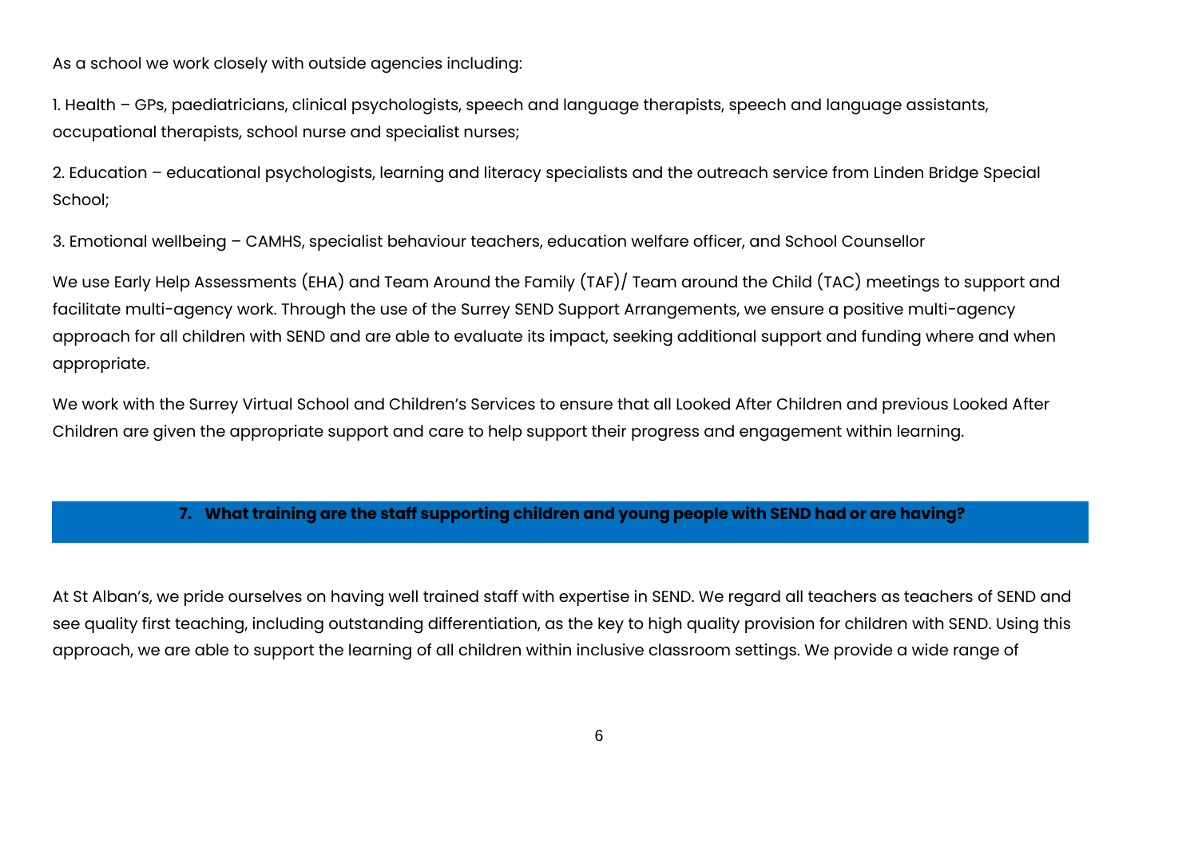As a school we work closely with outside agencies including:

1. Health – GPs, paediatricians, clinical psychologists, speech and language therapists, speech and language assistants, occupational therapists, school nurse and specialist nurses;

2. Education – educational psychologists, learning and literacy specialists and the outreach service from Linden Bridge Special School;

3. Emotional wellbeing – CAMHS, specialist behaviour teachers, education welfare officer, and School Counsellor

We use Early Help Assessments (EHA) and Team Around the Family (TAF)/ Team around the Child (TAC) meetings to support and facilitate multi-agency work. Through the use of the Surrey SEND Support Arrangements, we ensure a positive multi-agency approach for all children with SEND and are able to evaluate its impact, seeking additional support and funding where and when appropriate.

We work with the Surrey Virtual School and Children's Services to ensure that all Looked After Children and previous Looked After Children are given the appropriate support and care to help support their progress and engagement within learning.

## 7. What training are the staff supporting children and young people with SEND had or are having?

At St Alban's, we pride ourselves on having well trained staff with expertise in SEND. We regard all teachers as teachers of SEND and see quality first teaching, including outstanding differentiation, as the key to high quality provision for children with SEND. Using this approach, we are able to support the learning of all children within inclusive classroom settings. We provide a wide range of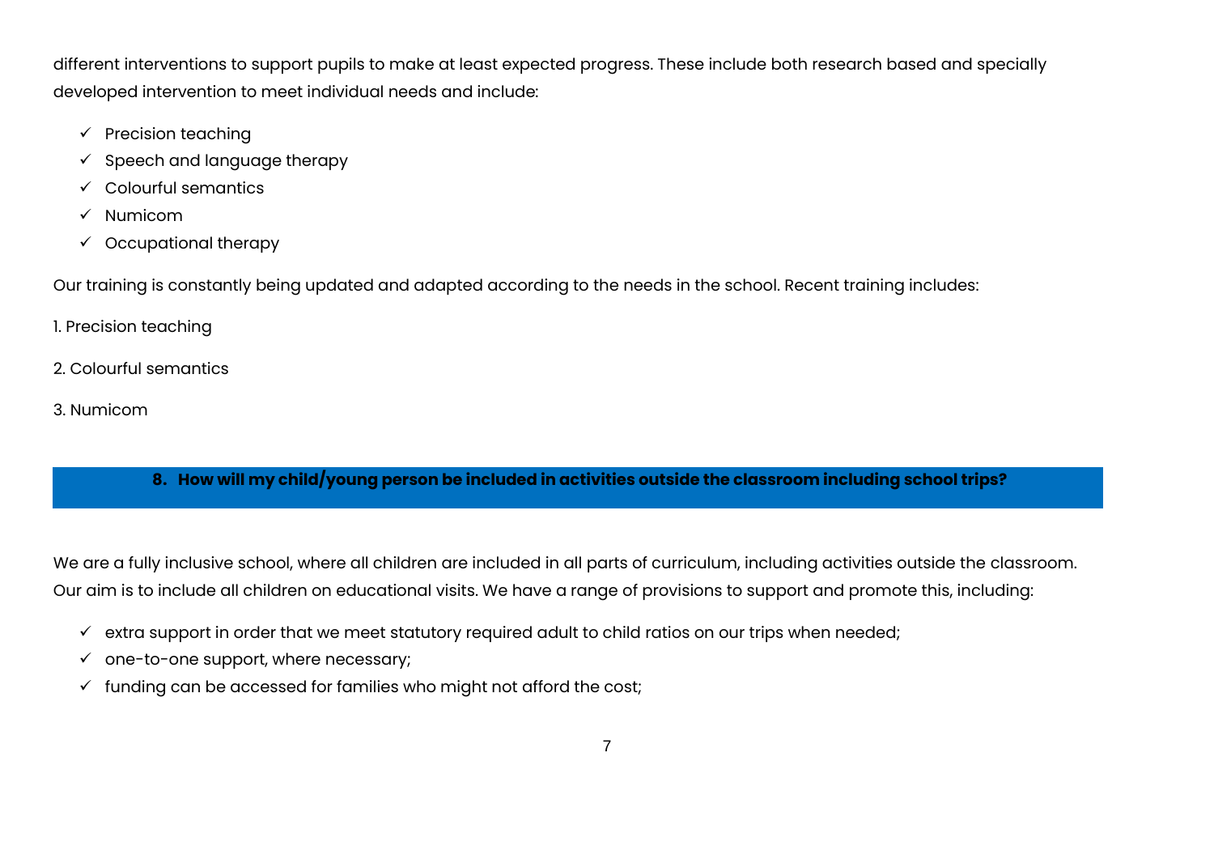different interventions to support pupils to make at least expected progress. These include both research based and specially developed intervention to meet individual needs and include:

- ✓ Precision teaching
- ✓ Speech and language therapy
- ✓ Colourful semantics
- ✓ Numicom
- ✓ Occupational therapy

Our training is constantly being updated and adapted according to the needs in the school. Recent training includes:

1. Precision teaching

2. Colourful semantics

3. Numicom

## 8. How will my child/young person be included in activities outside the classroom including school trips?

We are a fully inclusive school, where all children are included in all parts of curriculum, including activities outside the classroom. Our aim is to include all children on educational visits. We have a range of provisions to support and promote this, including:

- ✓ extra support in order that we meet statutory required adult to child ratios on our trips when needed;
- ✓ one-to-one support, where necessary;
- ✓ funding can be accessed for families who might not afford the cost;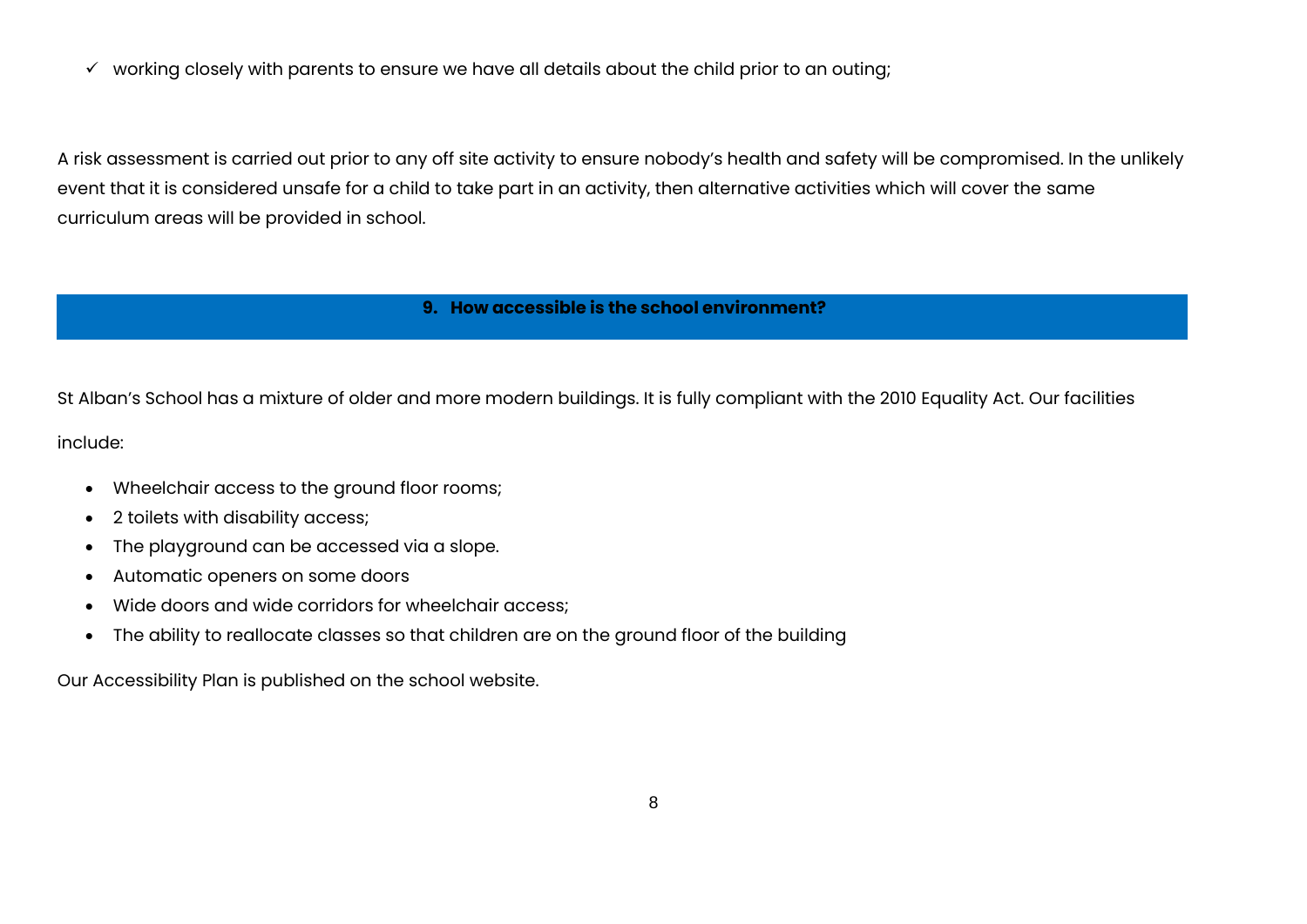- ✓ working closely with parents to ensure we have all details about the child prior to an outing;

A risk assessment is carried out prior to any off site activity to ensure nobody's health and safety will be compromised. In the unlikely event that it is considered unsafe for a child to take part in an activity, then alternative activities which will cover the same curriculum areas will be provided in school.

## 9. How accessible is the school environment?

St Alban's School has a mixture of older and more modern buildings. It is fully compliant with the 2010 Equality Act. Our facilities include:

- Wheelchair access to the ground floor rooms;
- 2 toilets with disability access;
- The playground can be accessed via a slope.
- Automatic openers on some doors
- Wide doors and wide corridors for wheelchair access;
- The ability to reallocate classes so that children are on the ground floor of the building

Our Accessibility Plan is published on the school website.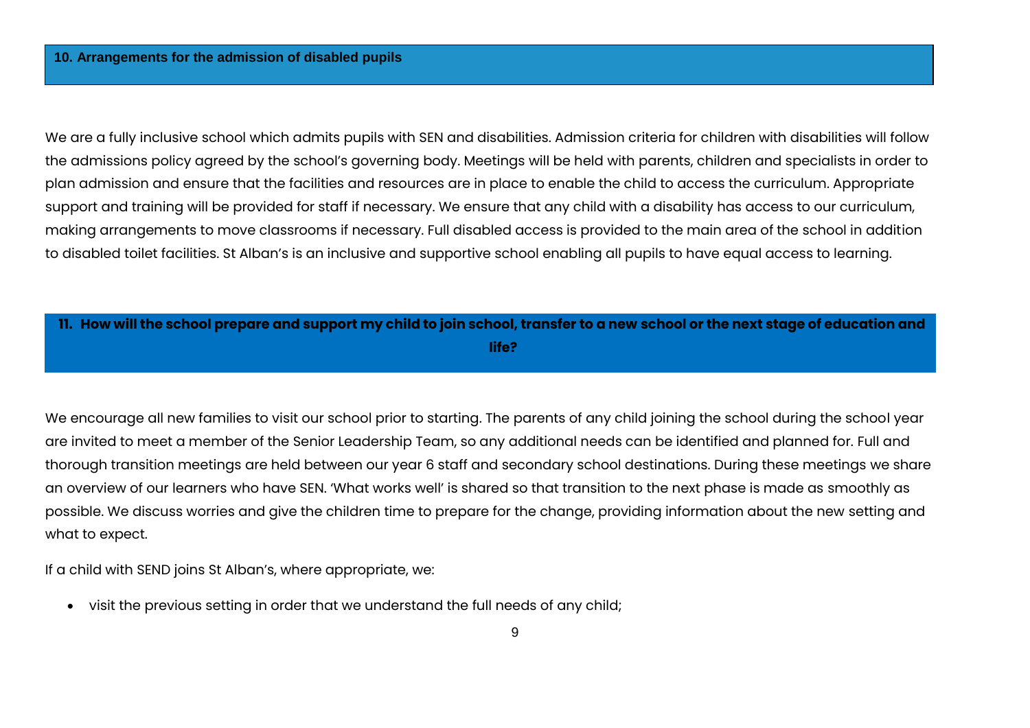## 10. Arrangements for the admission of disabled pupils

We are a fully inclusive school which admits pupils with SEN and disabilities. Admission criteria for children with disabilities will follow the admissions policy agreed by the school's governing body. Meetings will be held with parents, children and specialists in order to plan admission and ensure that the facilities and resources are in place to enable the child to access the curriculum. Appropriate support and training will be provided for staff if necessary. We ensure that any child with a disability has access to our curriculum, making arrangements to move classrooms if necessary. Full disabled access is provided to the main area of the school in addition to disabled toilet facilities. St Alban's is an inclusive and supportive school enabling all pupils to have equal access to learning.

## 11. How will the school prepare and support my child to join school, transfer to a new school or the next stage of education and life?

We encourage all new families to visit our school prior to starting. The parents of any child joining the school during the school year are invited to meet a member of the Senior Leadership Team, so any additional needs can be identified and planned for. Full and thorough transition meetings are held between our year 6 staff and secondary school destinations. During these meetings we share an overview of our learners who have SEN. 'What works well' is shared so that transition to the next phase is made as smoothly as possible. We discuss worries and give the children time to prepare for the change, providing information about the new setting and what to expect.

If a child with SEND joins St Alban's, where appropriate, we:

- visit the previous setting in order that we understand the full needs of any child;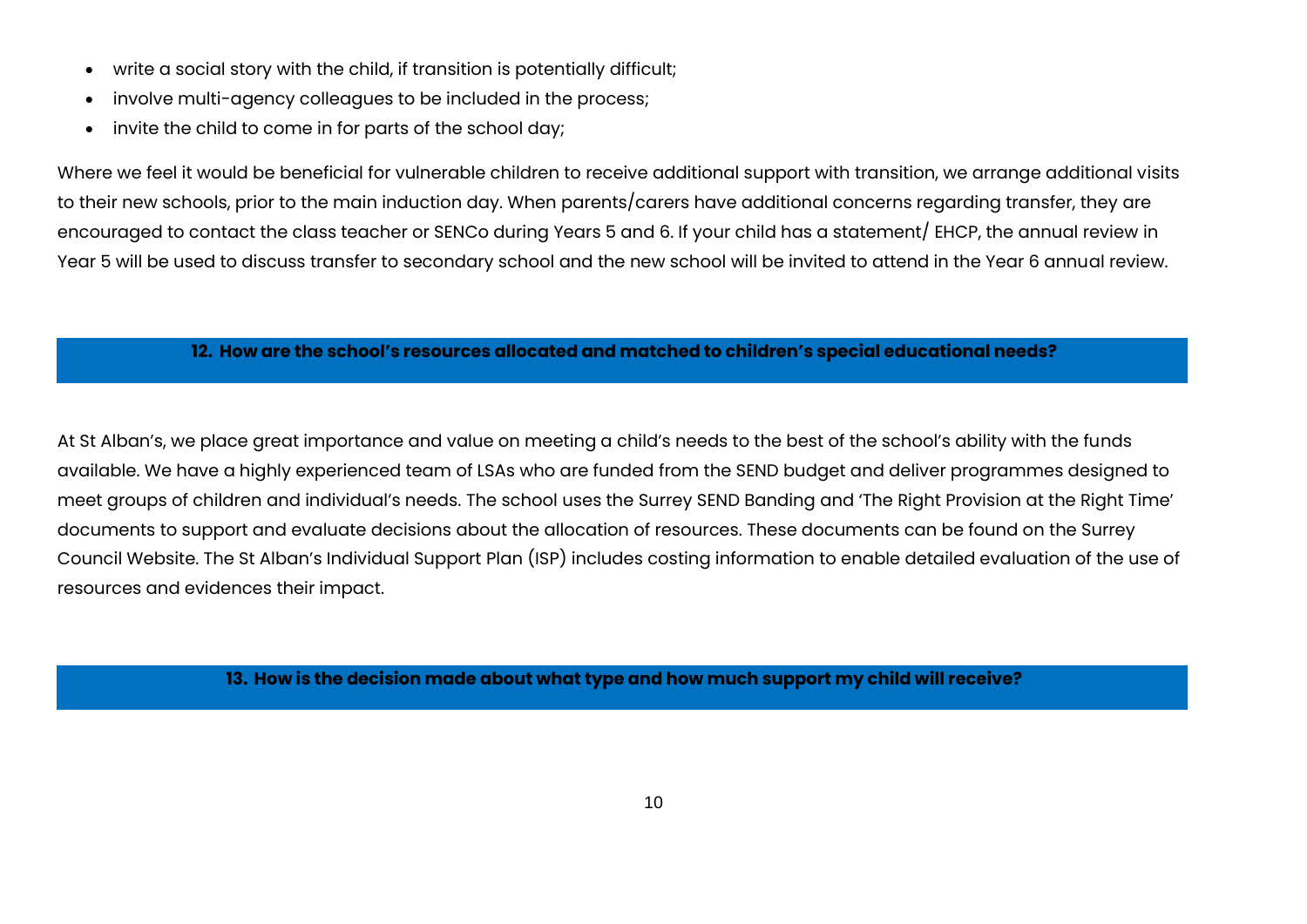- write a social story with the child, if transition is potentially difficult;
- involve multi-agency colleagues to be included in the process;
- invite the child to come in for parts of the school day;

Where we feel it would be beneficial for vulnerable children to receive additional support with transition, we arrange additional visits to their new schools, prior to the main induction day. When parents/carers have additional concerns regarding transfer, they are encouraged to contact the class teacher or SENCo during Years 5 and 6. If your child has a statement/ EHCP, the annual review in Year 5 will be used to discuss transfer to secondary school and the new school will be invited to attend in the Year 6 annual review.

## 12. How are the school's resources allocated and matched to children's special educational needs?

At St Alban's, we place great importance and value on meeting a child's needs to the best of the school's ability with the funds available. We have a highly experienced team of LSAs who are funded from the SEND budget and deliver programmes designed to meet groups of children and individual's needs. The school uses the Surrey SEND Banding and 'The Right Provision at the Right Time' documents to support and evaluate decisions about the allocation of resources. These documents can be found on the Surrey Council Website. The St Alban's Individual Support Plan (ISP) includes costing information to enable detailed evaluation of the use of resources and evidences their impact.

## 13. How is the decision made about what type and how much support my child will receive?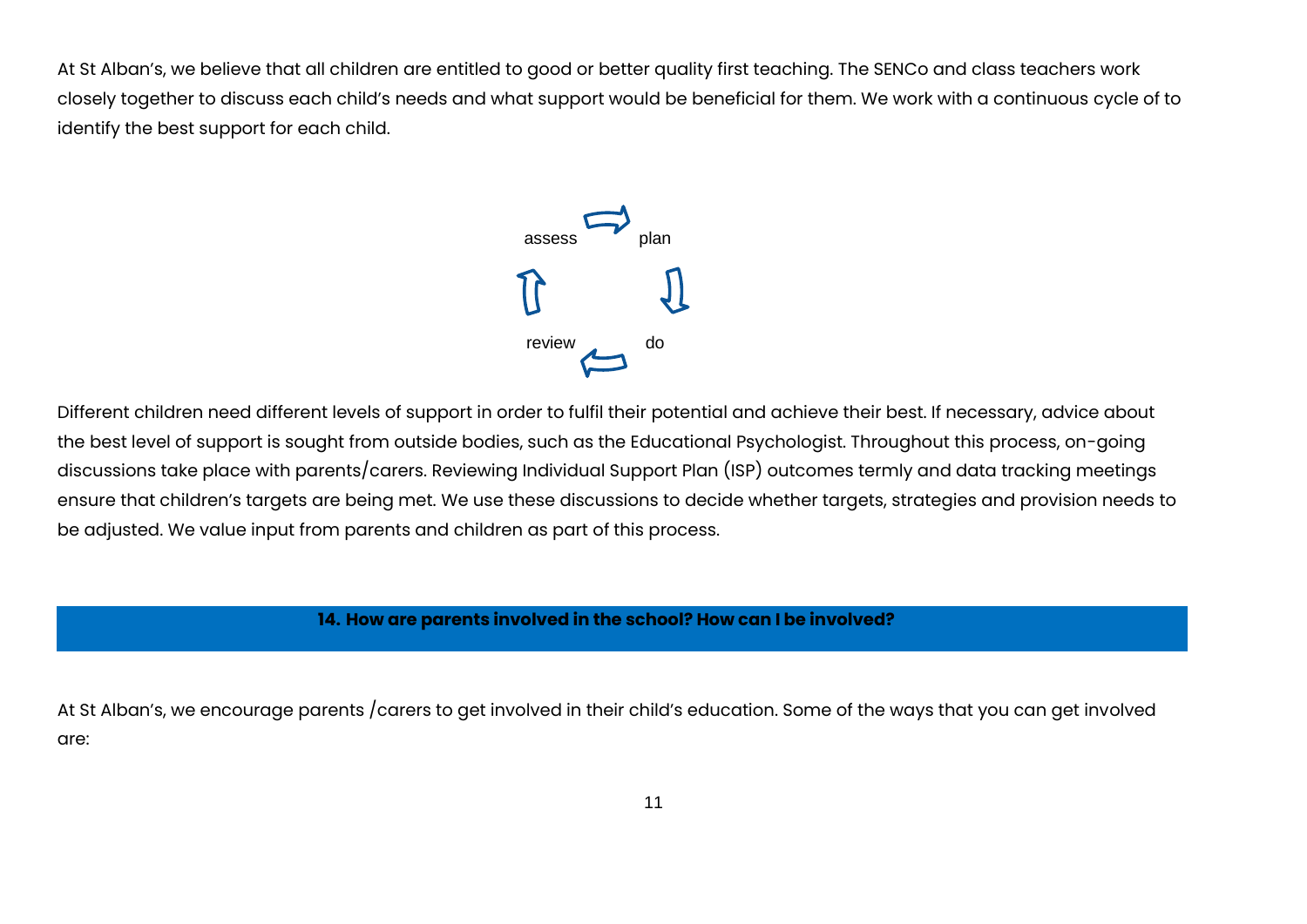At St Alban's, we believe that all children are entitled to good or better quality first teaching. The SENCo and class teachers work closely together to discuss each child's needs and what support would be beneficial for them. We work with a continuous cycle of to identify the best support for each child.

assess → plan → do → review

Different children need different levels of support in order to fulfil their potential and achieve their best. If necessary, advice about the best level of support is sought from outside bodies, such as the Educational Psychologist. Throughout this process, on-going discussions take place with parents/carers. Reviewing Individual Support Plan (ISP) outcomes termly and data tracking meetings ensure that children's targets are being met. We use these discussions to decide whether targets, strategies and provision needs to be adjusted. We value input from parents and children as part of this process.

## 14. How are parents involved in the school? How can I be involved?

At St Alban's, we encourage parents /carers to get involved in their child's education. Some of the ways that you can get involved are: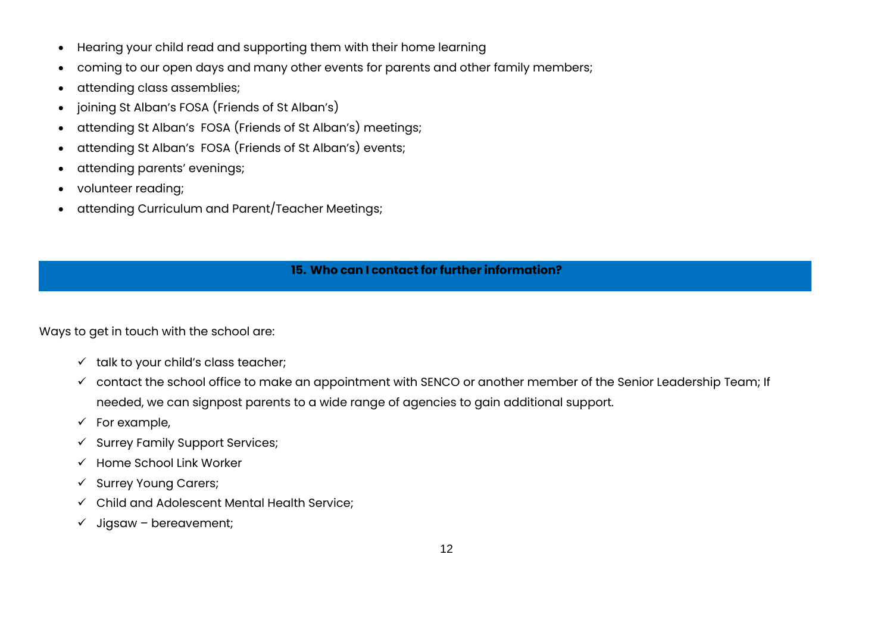- Hearing your child read and supporting them with their home learning
- coming to our open days and many other events for parents and other family members;
- attending class assemblies;
- joining St Alban's FOSA (Friends of St Alban's)
- attending St Alban's FOSA (Friends of St Alban's) meetings;
- attending St Alban's FOSA (Friends of St Alban's) events;
- attending parents' evenings;
- volunteer reading;
- attending Curriculum and Parent/Teacher Meetings;

## 15. Who can I contact for further information?

Ways to get in touch with the school are:

- ✓ talk to your child's class teacher;
- ✓ contact the school office to make an appointment with SENCO or another member of the Senior Leadership Team; If needed, we can signpost parents to a wide range of agencies to gain additional support.
- ✓ For example,
- ✓ Surrey Family Support Services;
- ✓ Home School Link Worker
- ✓ Surrey Young Carers;
- ✓ Child and Adolescent Mental Health Service;
- ✓ Jigsaw – bereavement;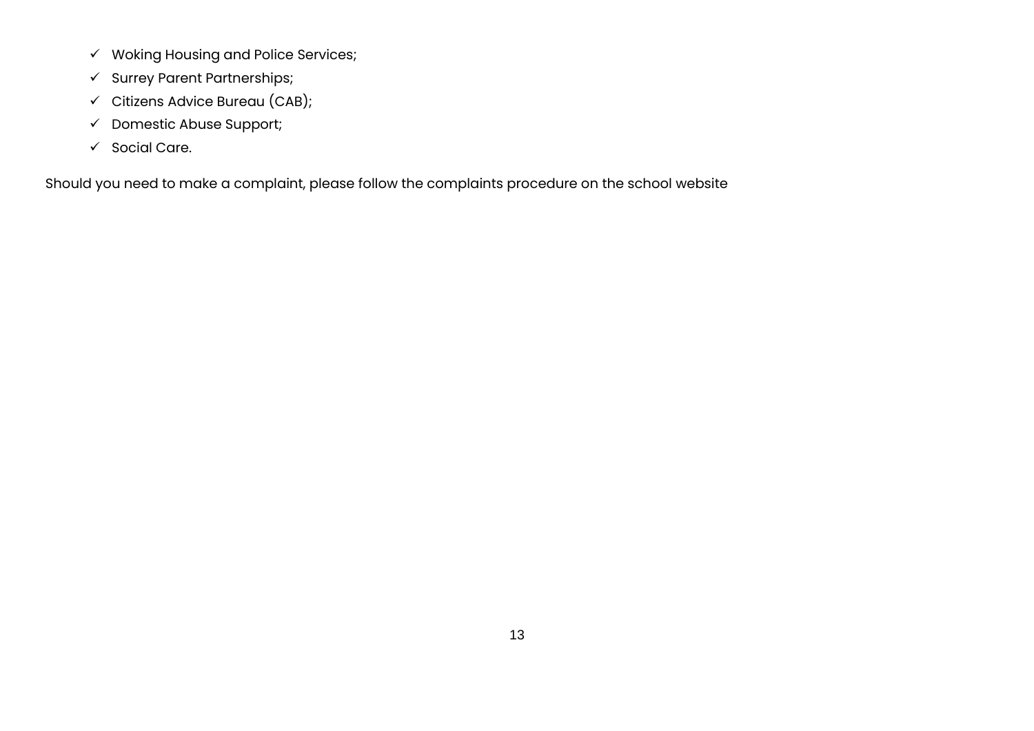- ✓ Woking Housing and Police Services;
- ✓ Surrey Parent Partnerships;
- ✓ Citizens Advice Bureau (CAB);
- ✓ Domestic Abuse Support;
- ✓ Social Care.

Should you need to make a complaint, please follow the complaints procedure on the school website